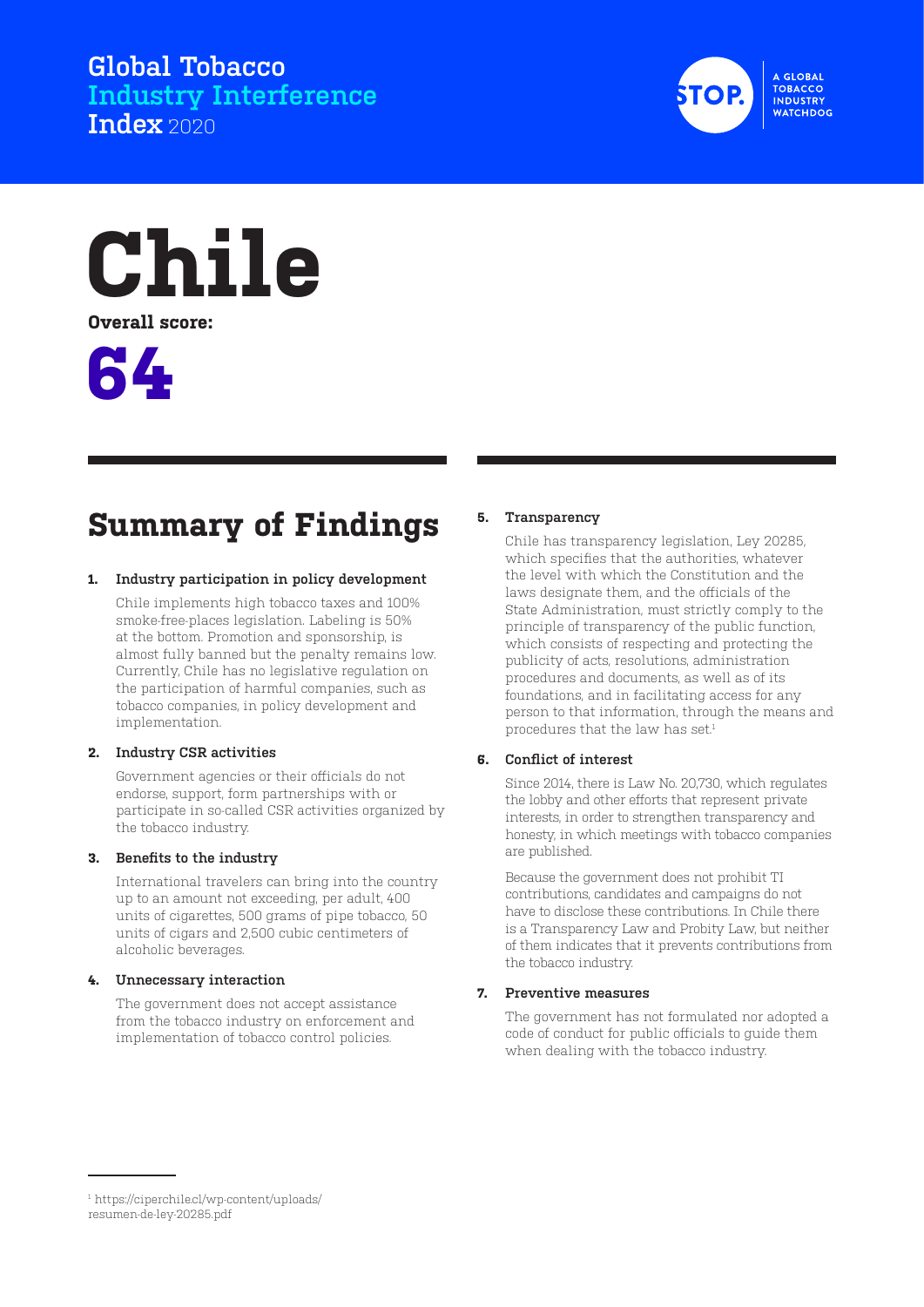Global Tobacco Industry Interference Index 2020

STOP. A GLOBAL TOBACCO INDUSTRY WATCHDOG

# Chile

**Overall score:**

**64**

## Summary of Findings

### 1. Industry participation in policy development

Chile implements high tobacco taxes and 100% smoke-free-places legislation. Labeling is 50% at the bottom. Promotion and sponsorship, is almost fully banned but the penalty remains low. Currently, Chile has no legislative regulation on the participation of harmful companies, such as tobacco companies, in policy development and implementation.

### 2. Industry CSR activities

Government agencies or their officials do not endorse, support, form partnerships with or participate in so-called CSR activities organized by the tobacco industry.

### 3. Benefits to the industry

International travelers can bring into the country up to an amount not exceeding, per adult, 400 units of cigarettes, 500 grams of pipe tobacco, 50 units of cigars and 2,500 cubic centimeters of alcoholic beverages.

### 4. Unnecessary interaction

The government does not accept assistance from the tobacco industry on enforcement and implementation of tobacco control policies.

### 5. Transparency

Chile has transparency legislation, Ley 20285, which specifies that the authorities, whatever the level with which the Constitution and the laws designate them, and the officials of the State Administration, must strictly comply to the principle of transparency of the public function, which consists of respecting and protecting the publicity of acts, resolutions, administration procedures and documents, as well as of its foundations, and in facilitating access for any person to that information, through the means and procedures that the law has set.[1]

### 6. Conflict of interest

Since 2014, there is Law No. 20,730, which regulates the lobby and other efforts that represent private interests, in order to strengthen transparency and honesty, in which meetings with tobacco companies are published.

Because the government does not prohibit TI contributions, candidates and campaigns do not have to disclose these contributions. In Chile there is a Transparency Law and Probity Law, but neither of them indicates that it prevents contributions from the tobacco industry.

### 7. Preventive measures

The government has not formulated nor adopted a code of conduct for public officials to guide them when dealing with the tobacco industry.

---

[1] https://ciperchile.cl/wp-content/uploads/resumen-de-ley-20285.pdf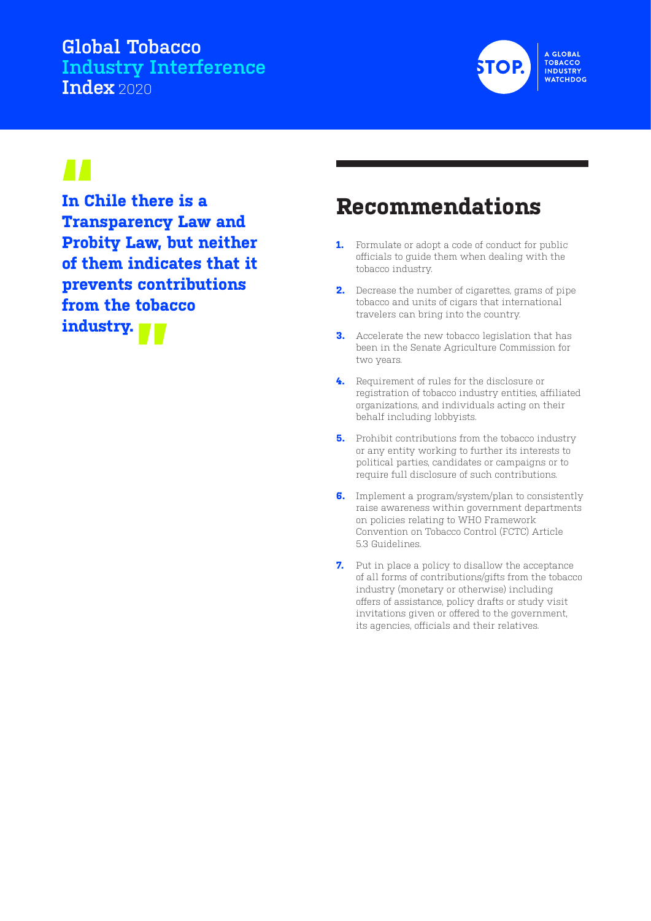# Global Tobacco Industry Interference Index 2020

STOP. A GLOBAL TOBACCO INDUSTRY WATCHDOG

> **"In Chile there is a Transparency Law and Probity Law, but neither of them indicates that it prevents contributions from the tobacco industry."**

## Recommendations

1. Formulate or adopt a code of conduct for public officials to guide them when dealing with the tobacco industry.
2. Decrease the number of cigarettes, grams of pipe tobacco and units of cigars that international travelers can bring into the country.
3. Accelerate the new tobacco legislation that has been in the Senate Agriculture Commission for two years.
4. Requirement of rules for the disclosure or registration of tobacco industry entities, affiliated organizations, and individuals acting on their behalf including lobbyists.
5. Prohibit contributions from the tobacco industry or any entity working to further its interests to political parties, candidates or campaigns or to require full disclosure of such contributions.
6. Implement a program/system/plan to consistently raise awareness within government departments on policies relating to WHO Framework Convention on Tobacco Control (FCTC) Article 5.3 Guidelines.
7. Put in place a policy to disallow the acceptance of all forms of contributions/gifts from the tobacco industry (monetary or otherwise) including offers of assistance, policy drafts or study visit invitations given or offered to the government, its agencies, officials and their relatives.